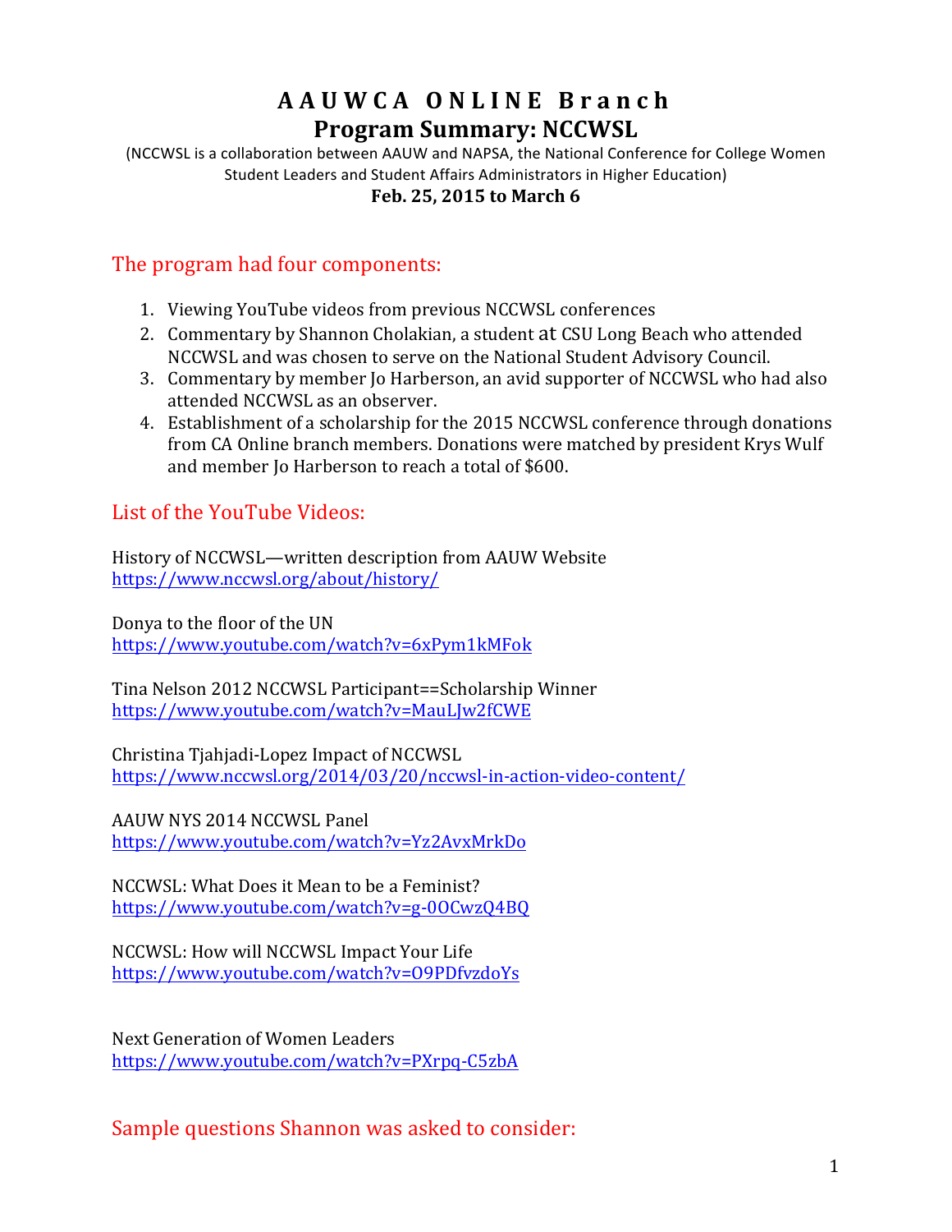# AAUWCA ONLINE Branch
## Program Summary: NCCWSL

(NCCWSL is a collaboration between AAUW and NAPSA, the National Conference for College Women Student Leaders and Student Affairs Administrators in Higher Education)

**Feb. 25, 2015 to March 6**

### The program had four components:

1. Viewing YouTube videos from previous NCCWSL conferences
2. Commentary by Shannon Cholakian, a student at CSU Long Beach who attended NCCWSL and was chosen to serve on the National Student Advisory Council.
3. Commentary by member Jo Harberson, an avid supporter of NCCWSL who had also attended NCCWSL as an observer.
4. Establishment of a scholarship for the 2015 NCCWSL conference through donations from CA Online branch members. Donations were matched by president Krys Wulf and member Jo Harberson to reach a total of $600.

### List of the YouTube Videos:

History of NCCWSL—written description from AAUW Website
https://www.nccwsl.org/about/history/

Donya to the floor of the UN
https://www.youtube.com/watch?v=6xPym1kMFok

Tina Nelson 2012 NCCWSL Participant==Scholarship Winner
https://www.youtube.com/watch?v=MauLJw2fCWE

Christina Tjahjadi-Lopez Impact of NCCWSL
https://www.nccwsl.org/2014/03/20/nccwsl-in-action-video-content/

AAUW NYS 2014 NCCWSL Panel
https://www.youtube.com/watch?v=Yz2AvxMrkDo

NCCWSL: What Does it Mean to be a Feminist?
https://www.youtube.com/watch?v=g-0OCwzQ4BQ

NCCWSL: How will NCCWSL Impact Your Life
https://www.youtube.com/watch?v=O9PDfvzdoYs

Next Generation of Women Leaders
https://www.youtube.com/watch?v=PXrpq-C5zbA

### Sample questions Shannon was asked to consider: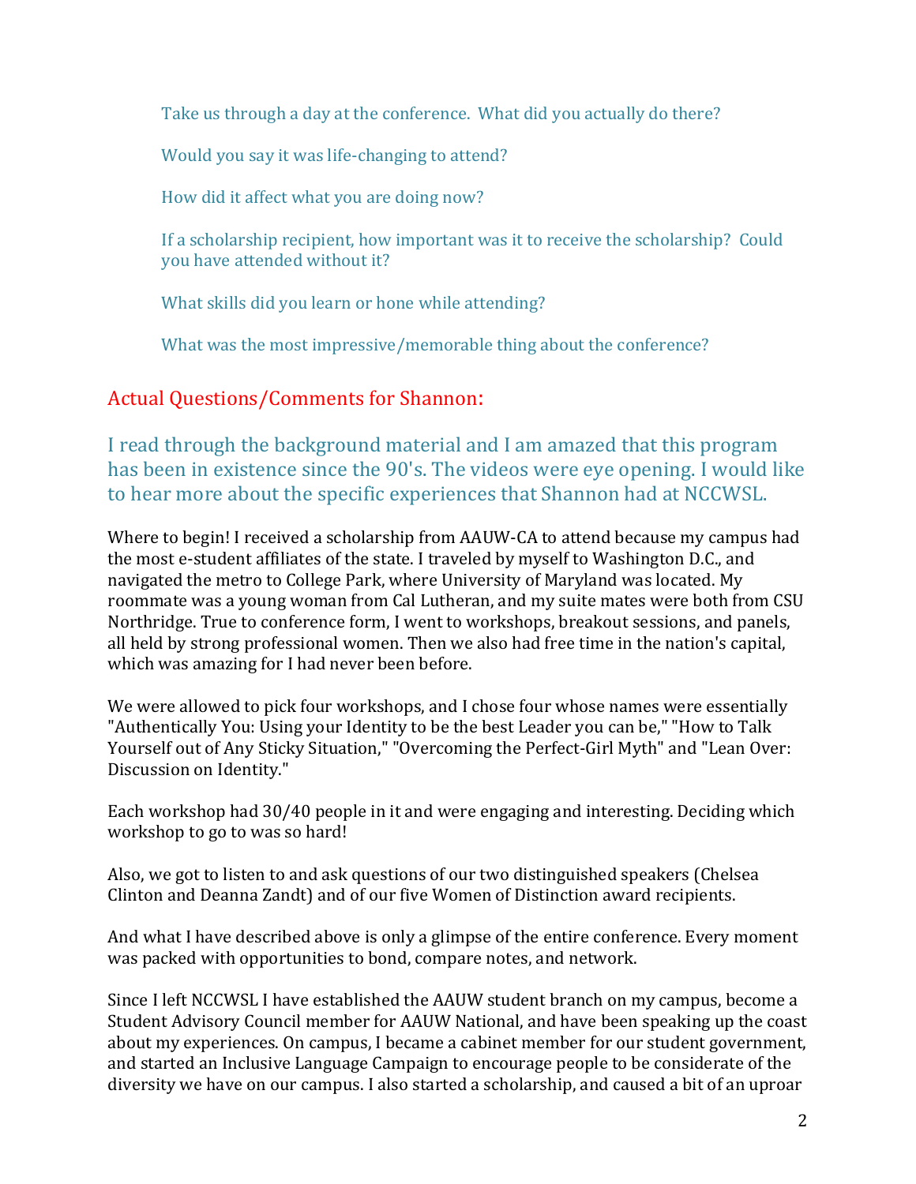Take us through a day at the conference. What did you actually do there?

Would you say it was life-changing to attend?

How did it affect what you are doing now?

If a scholarship recipient, how important was it to receive the scholarship? Could you have attended without it?

What skills did you learn or hone while attending?

What was the most impressive/memorable thing about the conference?

## Actual Questions/Comments for Shannon:

### I read through the background material and I am amazed that this program has been in existence since the 90's. The videos were eye opening. I would like to hear more about the specific experiences that Shannon had at NCCWSL.

Where to begin! I received a scholarship from AAUW-CA to attend because my campus had the most e-student affiliates of the state. I traveled by myself to Washington D.C., and navigated the metro to College Park, where University of Maryland was located. My roommate was a young woman from Cal Lutheran, and my suite mates were both from CSU Northridge. True to conference form, I went to workshops, breakout sessions, and panels, all held by strong professional women. Then we also had free time in the nation's capital, which was amazing for I had never been before.

We were allowed to pick four workshops, and I chose four whose names were essentially "Authentically You: Using your Identity to be the best Leader you can be," "How to Talk Yourself out of Any Sticky Situation," "Overcoming the Perfect-Girl Myth" and "Lean Over: Discussion on Identity."

Each workshop had 30/40 people in it and were engaging and interesting. Deciding which workshop to go to was so hard!

Also, we got to listen to and ask questions of our two distinguished speakers (Chelsea Clinton and Deanna Zandt) and of our five Women of Distinction award recipients.

And what I have described above is only a glimpse of the entire conference. Every moment was packed with opportunities to bond, compare notes, and network.

Since I left NCCWSL I have established the AAUW student branch on my campus, become a Student Advisory Council member for AAUW National, and have been speaking up the coast about my experiences. On campus, I became a cabinet member for our student government, and started an Inclusive Language Campaign to encourage people to be considerate of the diversity we have on our campus. I also started a scholarship, and caused a bit of an uproar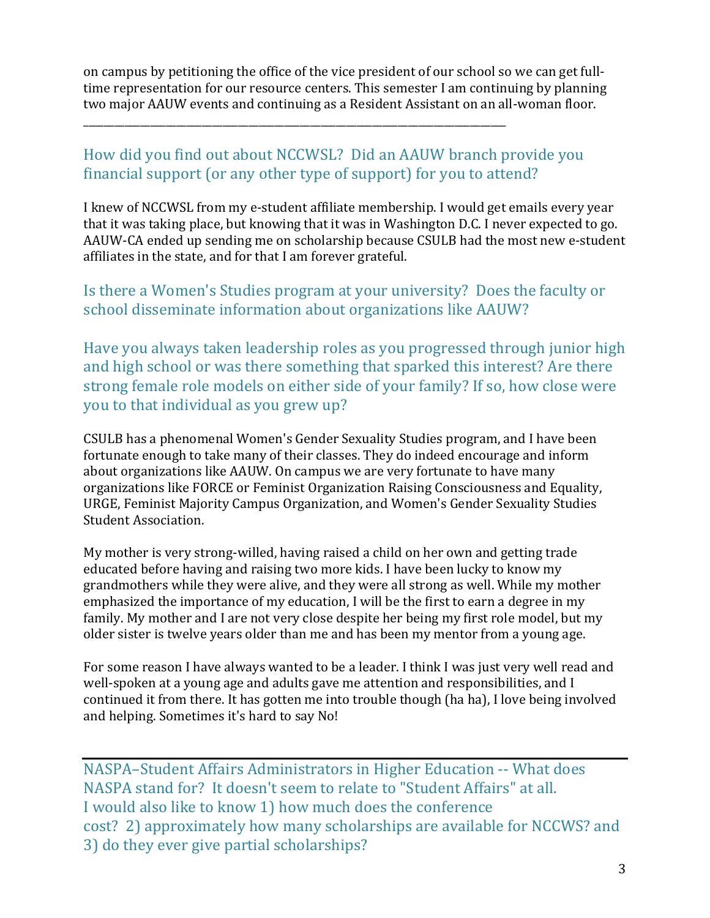on campus by petitioning the office of the vice president of our school so we can get full-time representation for our resource centers. This semester I am continuing by planning two major AAUW events and continuing as a Resident Assistant on an all-woman floor.

---

## How did you find out about NCCWSL? Did an AAUW branch provide you financial support (or any other type of support) for you to attend?

I knew of NCCWSL from my e-student affiliate membership. I would get emails every year that it was taking place, but knowing that it was in Washington D.C. I never expected to go. AAUW-CA ended up sending me on scholarship because CSULB had the most new e-student affiliates in the state, and for that I am forever grateful.

## Is there a Women's Studies program at your university? Does the faculty or school disseminate information about organizations like AAUW?

## Have you always taken leadership roles as you progressed through junior high and high school or was there something that sparked this interest? Are there strong female role models on either side of your family? If so, how close were you to that individual as you grew up?

CSULB has a phenomenal Women's Gender Sexuality Studies program, and I have been fortunate enough to take many of their classes. They do indeed encourage and inform about organizations like AAUW. On campus we are very fortunate to have many organizations like FORCE or Feminist Organization Raising Consciousness and Equality, URGE, Feminist Majority Campus Organization, and Women's Gender Sexuality Studies Student Association.

My mother is very strong-willed, having raised a child on her own and getting trade educated before having and raising two more kids. I have been lucky to know my grandmothers while they were alive, and they were all strong as well. While my mother emphasized the importance of my education, I will be the first to earn a degree in my family. My mother and I are not very close despite her being my first role model, but my older sister is twelve years older than me and has been my mentor from a young age.

For some reason I have always wanted to be a leader. I think I was just very well read and well-spoken at a young age and adults gave me attention and responsibilities, and I continued it from there. It has gotten me into trouble though (ha ha), I love being involved and helping. Sometimes it's hard to say No!

---

## NASPA–Student Affairs Administrators in Higher Education -- What does NASPA stand for? It doesn't seem to relate to "Student Affairs" at all. I would also like to know 1) how much does the conference cost? 2) approximately how many scholarships are available for NCCWS? and 3) do they ever give partial scholarships?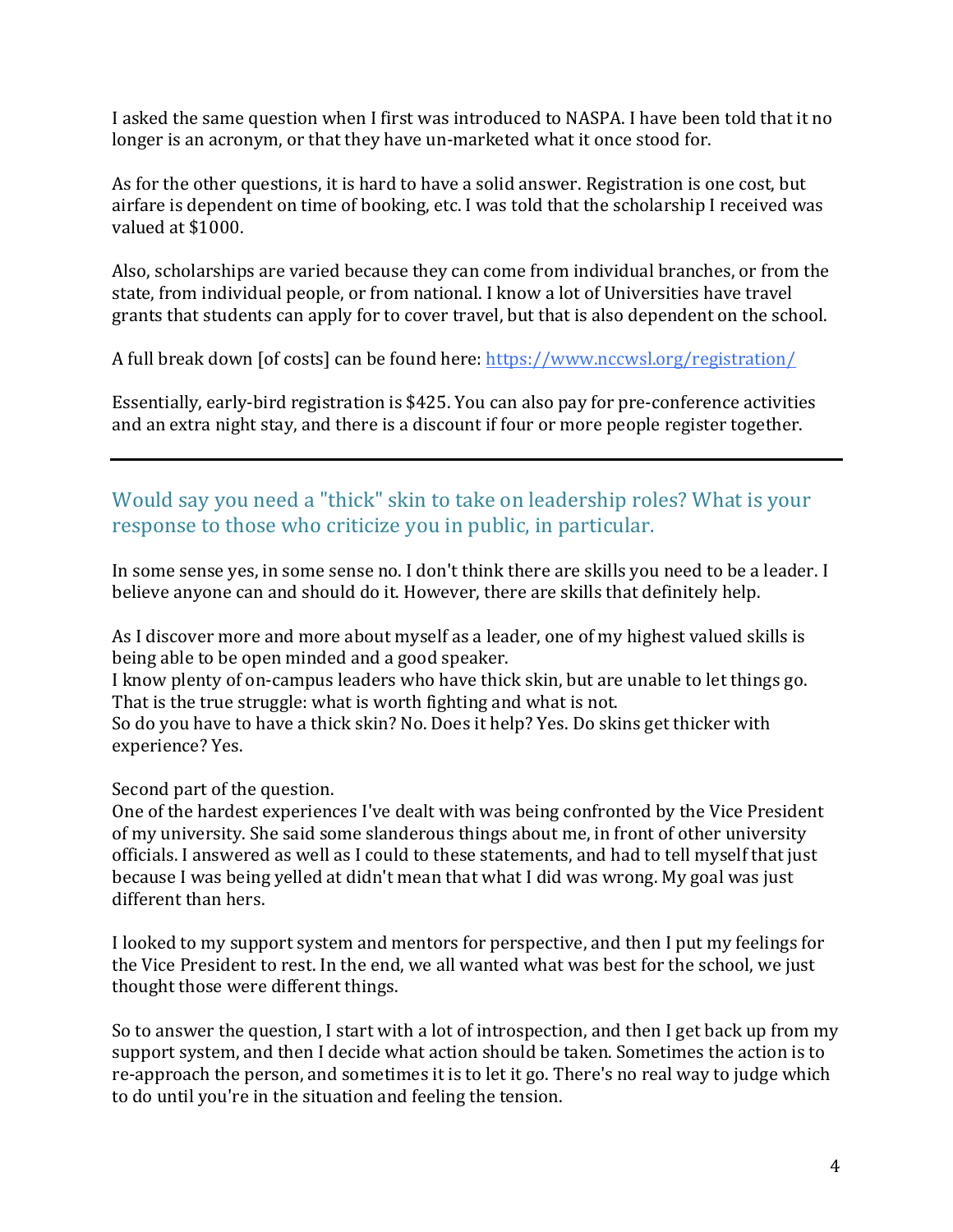I asked the same question when I first was introduced to NASPA. I have been told that it no longer is an acronym, or that they have un-marketed what it once stood for.

As for the other questions, it is hard to have a solid answer. Registration is one cost, but airfare is dependent on time of booking, etc. I was told that the scholarship I received was valued at $1000.

Also, scholarships are varied because they can come from individual branches, or from the state, from individual people, or from national. I know a lot of Universities have travel grants that students can apply for to cover travel, but that is also dependent on the school.

A full break down [of costs] can be found here: [https://www.nccwsl.org/registration/](https://www.nccwsl.org/registration/)

Essentially, early-bird registration is $425. You can also pay for pre-conference activities and an extra night stay, and there is a discount if four or more people register together.

---

## Would say you need a "thick" skin to take on leadership roles? What is your response to those who criticize you in public, in particular.

In some sense yes, in some sense no. I don't think there are skills you need to be a leader. I believe anyone can and should do it. However, there are skills that definitely help.

As I discover more and more about myself as a leader, one of my highest valued skills is being able to be open minded and a good speaker.
I know plenty of on-campus leaders who have thick skin, but are unable to let things go. That is the true struggle: what is worth fighting and what is not.
So do you have to have a thick skin? No. Does it help? Yes. Do skins get thicker with experience? Yes.

Second part of the question.
One of the hardest experiences I've dealt with was being confronted by the Vice President of my university. She said some slanderous things about me, in front of other university officials. I answered as well as I could to these statements, and had to tell myself that just because I was being yelled at didn't mean that what I did was wrong. My goal was just different than hers.

I looked to my support system and mentors for perspective, and then I put my feelings for the Vice President to rest. In the end, we all wanted what was best for the school, we just thought those were different things.

So to answer the question, I start with a lot of introspection, and then I get back up from my support system, and then I decide what action should be taken. Sometimes the action is to re-approach the person, and sometimes it is to let it go. There's no real way to judge which to do until you're in the situation and feeling the tension.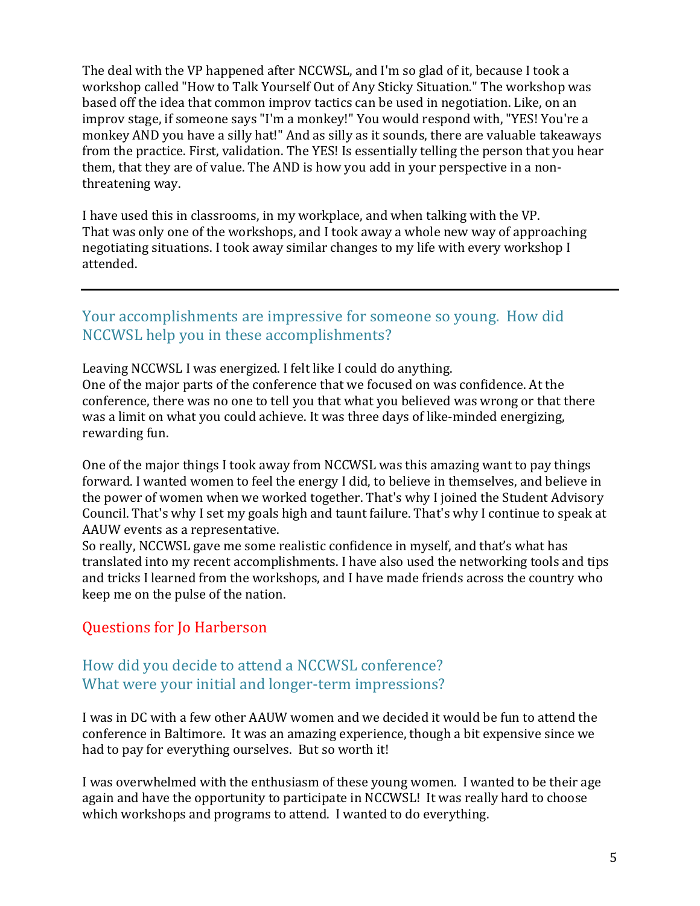The deal with the VP happened after NCCWSL, and I'm so glad of it, because I took a workshop called "How to Talk Yourself Out of Any Sticky Situation." The workshop was based off the idea that common improv tactics can be used in negotiation. Like, on an improv stage, if someone says "I'm a monkey!" You would respond with, "YES! You're a monkey AND you have a silly hat!" And as silly as it sounds, there are valuable takeaways from the practice. First, validation. The YES! Is essentially telling the person that you hear them, that they are of value. The AND is how you add in your perspective in a non-threatening way.

I have used this in classrooms, in my workplace, and when talking with the VP.
That was only one of the workshops, and I took away a whole new way of approaching negotiating situations. I took away similar changes to my life with every workshop I attended.

---

## Your accomplishments are impressive for someone so young. How did NCCWSL help you in these accomplishments?

Leaving NCCWSL I was energized. I felt like I could do anything.
One of the major parts of the conference that we focused on was confidence. At the conference, there was no one to tell you that what you believed was wrong or that there was a limit on what you could achieve. It was three days of like-minded energizing, rewarding fun.

One of the major things I took away from NCCWSL was this amazing want to pay things forward. I wanted women to feel the energy I did, to believe in themselves, and believe in the power of women when we worked together. That's why I joined the Student Advisory Council. That's why I set my goals high and taunt failure. That's why I continue to speak at AAUW events as a representative.
So really, NCCWSL gave me some realistic confidence in myself, and that's what has translated into my recent accomplishments. I have also used the networking tools and tips and tricks I learned from the workshops, and I have made friends across the country who keep me on the pulse of the nation.

## Questions for Jo Harberson

## How did you decide to attend a NCCWSL conference? What were your initial and longer-term impressions?

I was in DC with a few other AAUW women and we decided it would be fun to attend the conference in Baltimore. It was an amazing experience, though a bit expensive since we had to pay for everything ourselves. But so worth it!

I was overwhelmed with the enthusiasm of these young women. I wanted to be their age again and have the opportunity to participate in NCCWSL! It was really hard to choose which workshops and programs to attend. I wanted to do everything.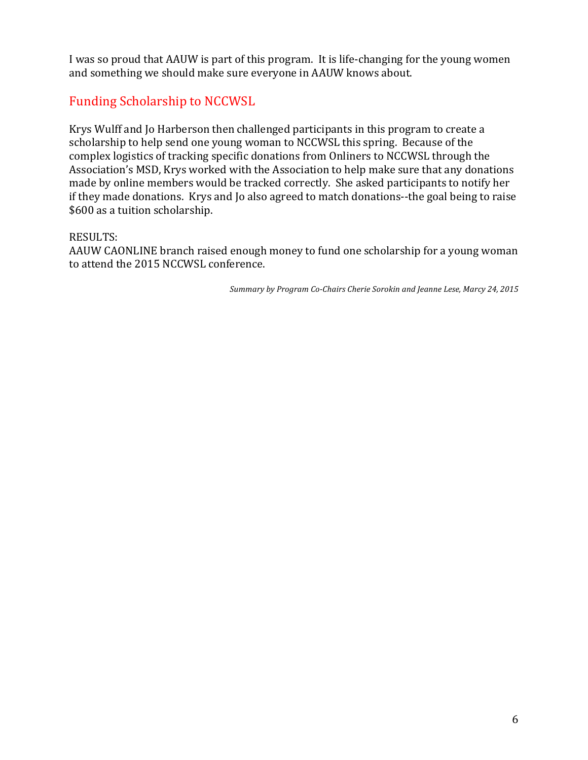I was so proud that AAUW is part of this program. It is life-changing for the young women and something we should make sure everyone in AAUW knows about.

## Funding Scholarship to NCCWSL

Krys Wulff and Jo Harberson then challenged participants in this program to create a scholarship to help send one young woman to NCCWSL this spring. Because of the complex logistics of tracking specific donations from Onliners to NCCWSL through the Association's MSD, Krys worked with the Association to help make sure that any donations made by online members would be tracked correctly. She asked participants to notify her if they made donations. Krys and Jo also agreed to match donations--the goal being to raise $600 as a tuition scholarship.

RESULTS:
AAUW CAONLINE branch raised enough money to fund one scholarship for a young woman to attend the 2015 NCCWSL conference.

*Summary by Program Co-Chairs Cherie Sorokin and Jeanne Lese, Marcy 24, 2015*